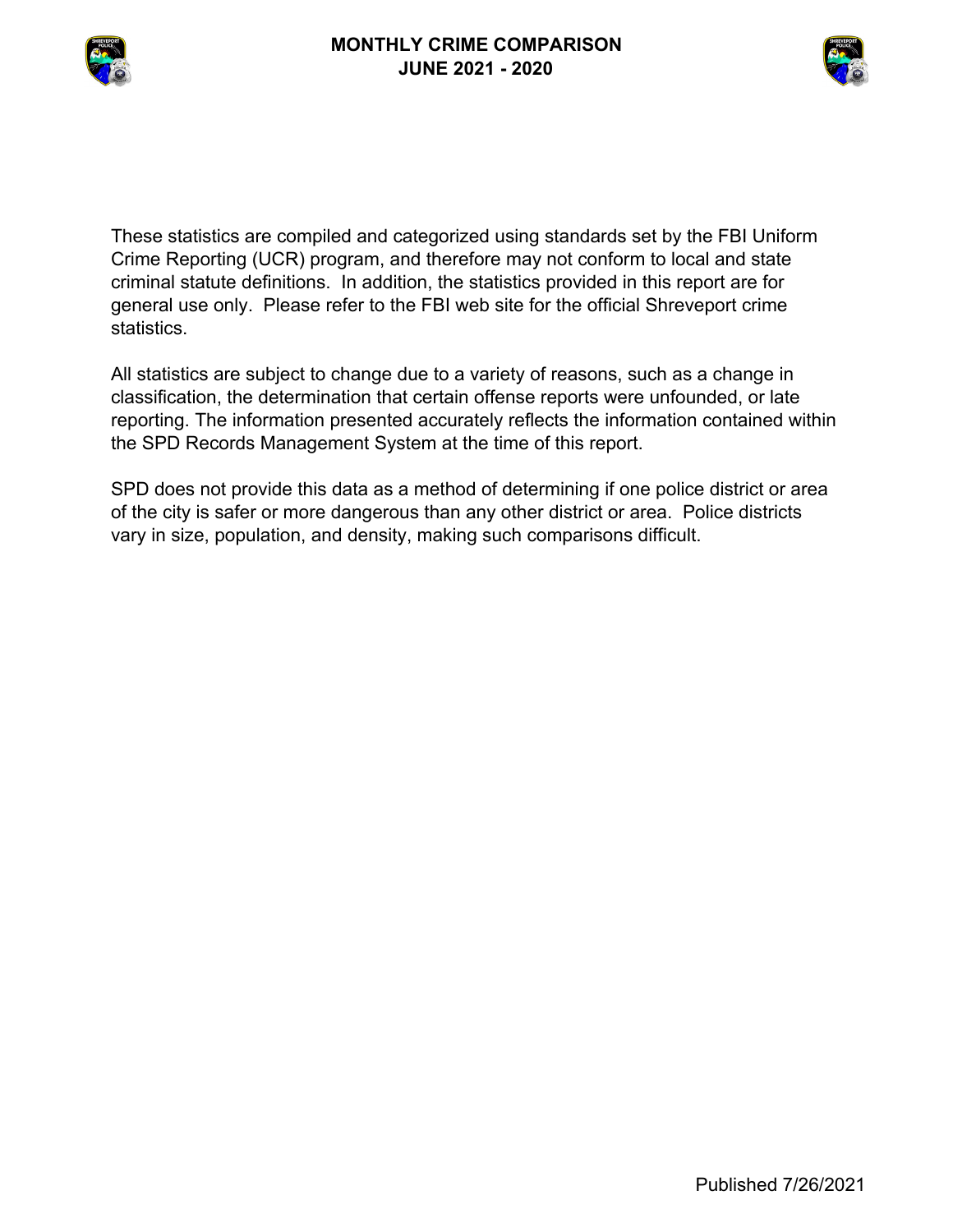# MONTHLY CRIME COMPARISON
# JUNE 2021 - 2020

These statistics are compiled and categorized using standards set by the FBI Uniform Crime Reporting (UCR) program, and therefore may not conform to local and state criminal statute definitions. In addition, the statistics provided in this report are for general use only. Please refer to the FBI web site for the official Shreveport crime statistics.

All statistics are subject to change due to a variety of reasons, such as a change in classification, the determination that certain offense reports were unfounded, or late reporting. The information presented accurately reflects the information contained within the SPD Records Management System at the time of this report.

SPD does not provide this data as a method of determining if one police district or area of the city is safer or more dangerous than any other district or area. Police districts vary in size, population, and density, making such comparisons difficult.

Published 7/26/2021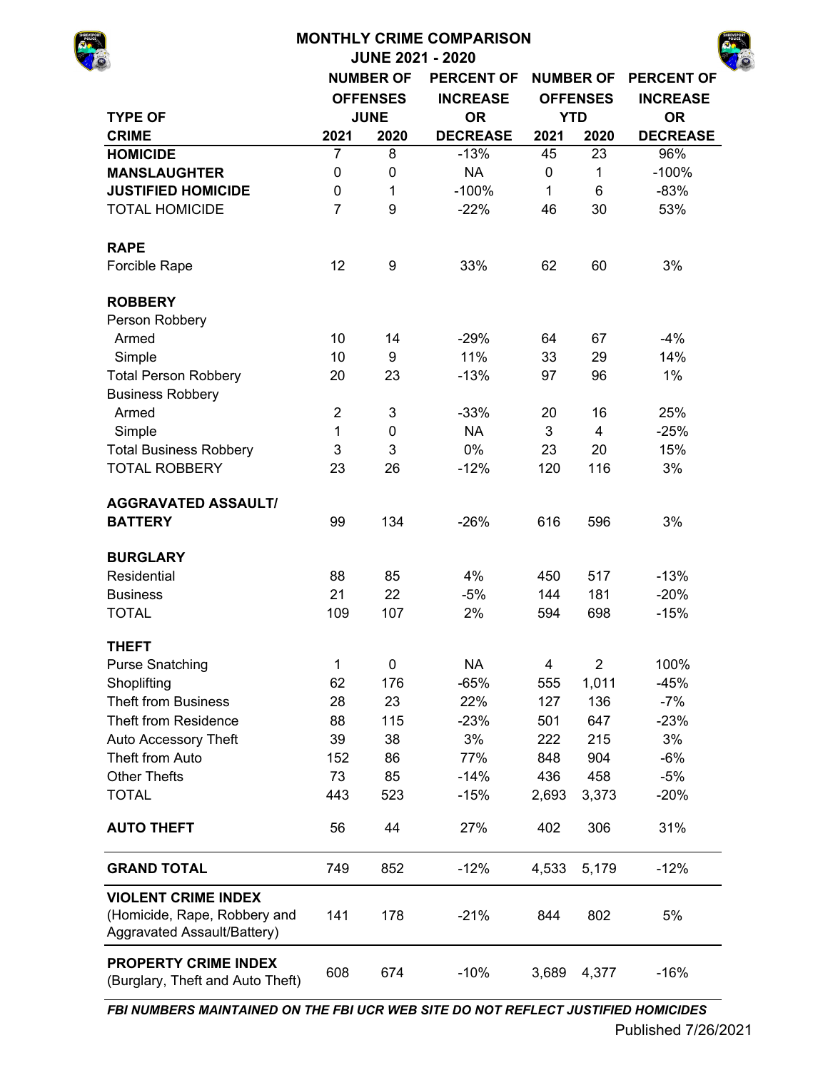# MONTHLY CRIME COMPARISON

## JUNE 2021 - 2020

| TYPE OF CRIME | NUMBER OF OFFENSES JUNE 2021 | NUMBER OF OFFENSES JUNE 2020 | PERCENT OF INCREASE OR DECREASE | NUMBER OF OFFENSES YTD 2021 | NUMBER OF OFFENSES YTD 2020 | PERCENT OF INCREASE OR DECREASE |
|---|---|---|---|---|---|---|
| **HOMICIDE** | 7 | 8 | -13% | 45 | 23 | 96% |
| **MANSLAUGHTER** | 0 | 0 | NA | 0 | 1 | -100% |
| **JUSTIFIED HOMICIDE** | 0 | 1 | -100% | 1 | 6 | -83% |
| TOTAL HOMICIDE | 7 | 9 | -22% | 46 | 30 | 53% |
| **RAPE** | | | | | | |
| Forcible Rape | 12 | 9 | 33% | 62 | 60 | 3% |
| **ROBBERY** | | | | | | |
| Person Robbery | | | | | | |
| Armed | 10 | 14 | -29% | 64 | 67 | -4% |
| Simple | 10 | 9 | 11% | 33 | 29 | 14% |
| Total Person Robbery | 20 | 23 | -13% | 97 | 96 | 1% |
| Business Robbery | | | | | | |
| Armed | 2 | 3 | -33% | 20 | 16 | 25% |
| Simple | 1 | 0 | NA | 3 | 4 | -25% |
| Total Business Robbery | 3 | 3 | 0% | 23 | 20 | 15% |
| TOTAL ROBBERY | 23 | 26 | -12% | 120 | 116 | 3% |
| **AGGRAVATED ASSAULT/ BATTERY** | 99 | 134 | -26% | 616 | 596 | 3% |
| **BURGLARY** | | | | | | |
| Residential | 88 | 85 | 4% | 450 | 517 | -13% |
| Business | 21 | 22 | -5% | 144 | 181 | -20% |
| TOTAL | 109 | 107 | 2% | 594 | 698 | -15% |
| **THEFT** | | | | | | |
| Purse Snatching | 1 | 0 | NA | 4 | 2 | 100% |
| Shoplifting | 62 | 176 | -65% | 555 | 1,011 | -45% |
| Theft from Business | 28 | 23 | 22% | 127 | 136 | -7% |
| Theft from Residence | 88 | 115 | -23% | 501 | 647 | -23% |
| Auto Accessory Theft | 39 | 38 | 3% | 222 | 215 | 3% |
| Theft from Auto | 152 | 86 | 77% | 848 | 904 | -6% |
| Other Thefts | 73 | 85 | -14% | 436 | 458 | -5% |
| TOTAL | 443 | 523 | -15% | 2,693 | 3,373 | -20% |
| **AUTO THEFT** | 56 | 44 | 27% | 402 | 306 | 31% |
| **GRAND TOTAL** | 749 | 852 | -12% | 4,533 | 5,179 | -12% |
| **VIOLENT CRIME INDEX** (Homicide, Rape, Robbery and Aggravated Assault/Battery) | 141 | 178 | -21% | 844 | 802 | 5% |
| **PROPERTY CRIME INDEX** (Burglary, Theft and Auto Theft) | 608 | 674 | -10% | 3,689 | 4,377 | -16% |

***FBI NUMBERS MAINTAINED ON THE FBI UCR WEB SITE DO NOT REFLECT JUSTIFIED HOMICIDES***

Published 7/26/2021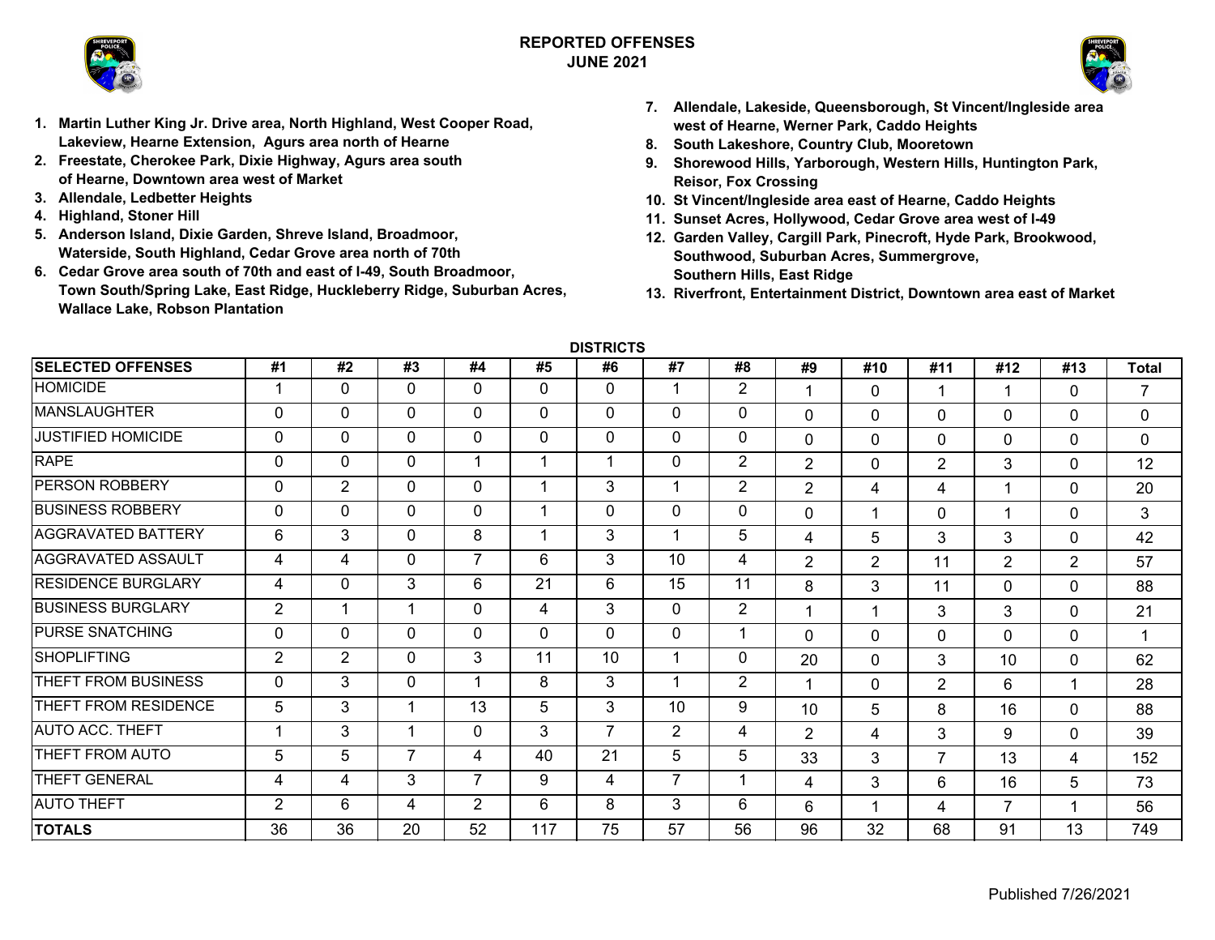# REPORTED OFFENSES
## JUNE 2021

1. **Martin Luther King Jr. Drive area, North Highland, West Cooper Road, Lakeview, Hearne Extension, Agurs area north of Hearne**
2. **Freestate, Cherokee Park, Dixie Highway, Agurs area south of Hearne, Downtown area west of Market**
3. **Allendale, Ledbetter Heights**
4. **Highland, Stoner Hill**
5. **Anderson Island, Dixie Garden, Shreve Island, Broadmoor, Waterside, South Highland, Cedar Grove area north of 70th**
6. **Cedar Grove area south of 70th and east of I-49, South Broadmoor, Town South/Spring Lake, East Ridge, Huckleberry Ridge, Suburban Acres, Wallace Lake, Robson Plantation**
7. **Allendale, Lakeside, Queensborough, St Vincent/Ingleside area west of Hearne, Werner Park, Caddo Heights**
8. **South Lakeshore, Country Club, Mooretown**
9. **Shorewood Hills, Yarborough, Western Hills, Huntington Park, Reisor, Fox Crossing**
10. **St Vincent/Ingleside area east of Hearne, Caddo Heights**
11. **Sunset Acres, Hollywood, Cedar Grove area west of I-49**
12. **Garden Valley, Cargill Park, Pinecroft, Hyde Park, Brookwood, Southwood, Suburban Acres, Summergrove, Southern Hills, East Ridge**
13. **Riverfront, Entertainment District, Downtown area east of Market**

**DISTRICTS**

| SELECTED OFFENSES | #1 | #2 | #3 | #4 | #5 | #6 | #7 | #8 | #9 | #10 | #11 | #12 | #13 | Total |
|---|---|---|---|---|---|---|---|---|---|---|---|---|---|---|
| HOMICIDE | 1 | 0 | 0 | 0 | 0 | 0 | 1 | 2 | 1 | 0 | 1 | 1 | 0 | 7 |
| MANSLAUGHTER | 0 | 0 | 0 | 0 | 0 | 0 | 0 | 0 | 0 | 0 | 0 | 0 | 0 | 0 |
| JUSTIFIED HOMICIDE | 0 | 0 | 0 | 0 | 0 | 0 | 0 | 0 | 0 | 0 | 0 | 0 | 0 | 0 |
| RAPE | 0 | 0 | 0 | 1 | 1 | 1 | 0 | 2 | 2 | 0 | 2 | 3 | 0 | 12 |
| PERSON ROBBERY | 0 | 2 | 0 | 0 | 1 | 3 | 1 | 2 | 2 | 4 | 4 | 1 | 0 | 20 |
| BUSINESS ROBBERY | 0 | 0 | 0 | 0 | 1 | 0 | 0 | 0 | 0 | 1 | 0 | 1 | 0 | 3 |
| AGGRAVATED BATTERY | 6 | 3 | 0 | 8 | 1 | 3 | 1 | 5 | 4 | 5 | 3 | 3 | 0 | 42 |
| AGGRAVATED ASSAULT | 4 | 4 | 0 | 7 | 6 | 3 | 10 | 4 | 2 | 2 | 11 | 2 | 2 | 57 |
| RESIDENCE BURGLARY | 4 | 0 | 3 | 6 | 21 | 6 | 15 | 11 | 8 | 3 | 11 | 0 | 0 | 88 |
| BUSINESS BURGLARY | 2 | 1 | 1 | 0 | 4 | 3 | 0 | 2 | 1 | 1 | 3 | 3 | 0 | 21 |
| PURSE SNATCHING | 0 | 0 | 0 | 0 | 0 | 0 | 0 | 1 | 0 | 0 | 0 | 0 | 0 | 1 |
| SHOPLIFTING | 2 | 2 | 0 | 3 | 11 | 10 | 1 | 0 | 20 | 0 | 3 | 10 | 0 | 62 |
| THEFT FROM BUSINESS | 0 | 3 | 0 | 1 | 8 | 3 | 1 | 2 | 1 | 0 | 2 | 6 | 1 | 28 |
| THEFT FROM RESIDENCE | 5 | 3 | 1 | 13 | 5 | 3 | 10 | 9 | 10 | 5 | 8 | 16 | 0 | 88 |
| AUTO ACC. THEFT | 1 | 3 | 1 | 0 | 3 | 7 | 2 | 4 | 2 | 4 | 3 | 9 | 0 | 39 |
| THEFT FROM AUTO | 5 | 5 | 7 | 4 | 40 | 21 | 5 | 5 | 33 | 3 | 7 | 13 | 4 | 152 |
| THEFT GENERAL | 4 | 4 | 3 | 7 | 9 | 4 | 7 | 1 | 4 | 3 | 6 | 16 | 5 | 73 |
| AUTO THEFT | 2 | 6 | 4 | 2 | 6 | 8 | 3 | 6 | 6 | 1 | 4 | 7 | 1 | 56 |
| **TOTALS** | 36 | 36 | 20 | 52 | 117 | 75 | 57 | 56 | 96 | 32 | 68 | 91 | 13 | 749 |

Published 7/26/2021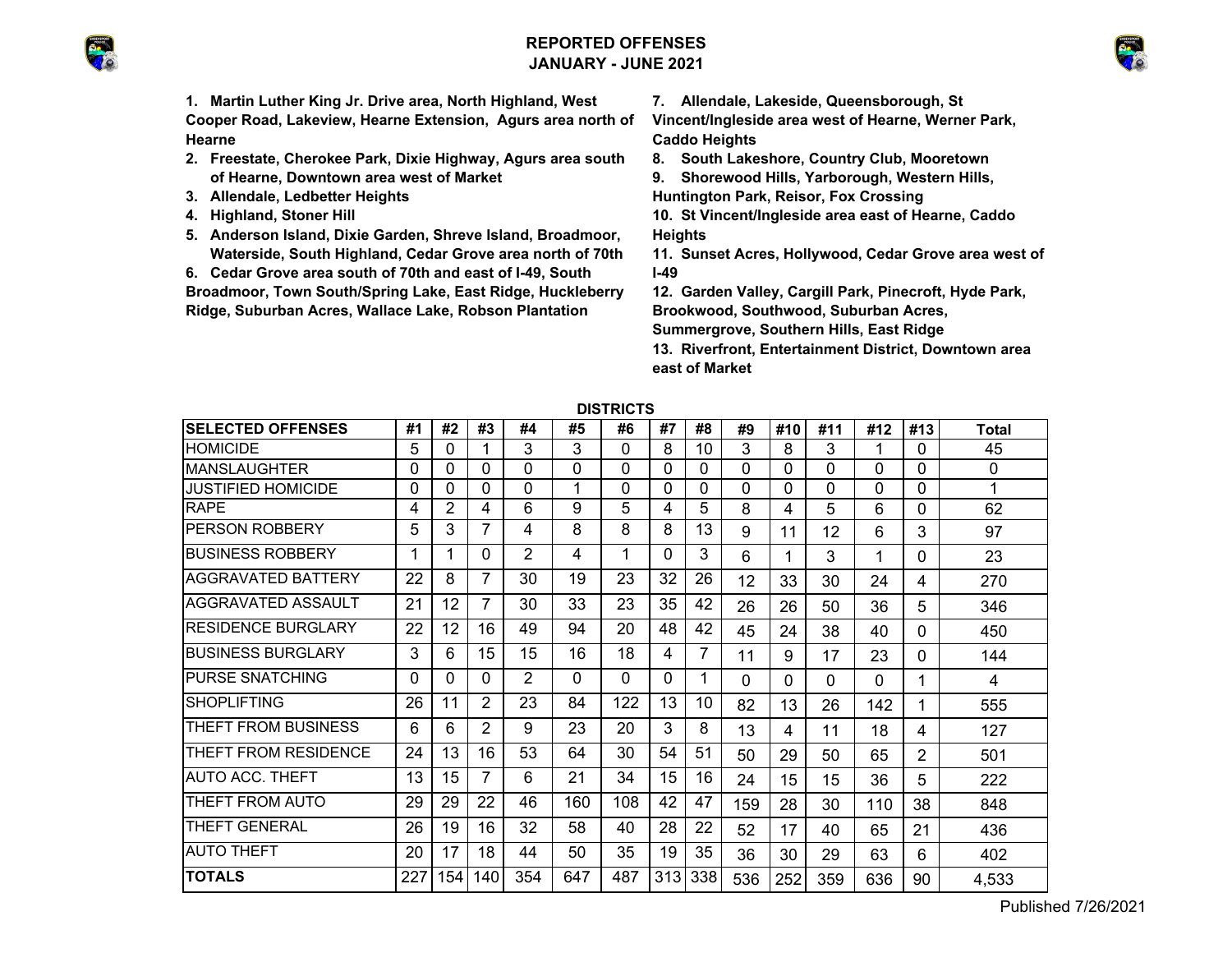# REPORTED OFFENSES
## JANUARY - JUNE 2021

1. **Martin Luther King Jr. Drive area, North Highland, West Cooper Road, Lakeview, Hearne Extension, Agurs area north of Hearne**
2. **Freestate, Cherokee Park, Dixie Highway, Agurs area south of Hearne, Downtown area west of Market**
3. **Allendale, Ledbetter Heights**
4. **Highland, Stoner Hill**
5. **Anderson Island, Dixie Garden, Shreve Island, Broadmoor, Waterside, South Highland, Cedar Grove area north of 70th**
6. **Cedar Grove area south of 70th and east of I-49, South Broadmoor, Town South/Spring Lake, East Ridge, Huckleberry Ridge, Suburban Acres, Wallace Lake, Robson Plantation**
7. **Allendale, Lakeside, Queensborough, St Vincent/Ingleside area west of Hearne, Werner Park, Caddo Heights**
8. **South Lakeshore, Country Club, Mooretown**
9. **Shorewood Hills, Yarborough, Western Hills, Huntington Park, Reisor, Fox Crossing**
10. **St Vincent/Ingleside area east of Hearne, Caddo Heights**
11. **Sunset Acres, Hollywood, Cedar Grove area west of I-49**
12. **Garden Valley, Cargill Park, Pinecroft, Hyde Park, Brookwood, Southwood, Suburban Acres, Summergrove, Southern Hills, East Ridge**
13. **Riverfront, Entertainment District, Downtown area east of Market**

**DISTRICTS**

| SELECTED OFFENSES | #1 | #2 | #3 | #4 | #5 | #6 | #7 | #8 | #9 | #10 | #11 | #12 | #13 | Total |
|---|---|---|---|---|---|---|---|---|---|---|---|---|---|---|
| HOMICIDE | 5 | 0 | 1 | 3 | 3 | 0 | 8 | 10 | 3 | 8 | 3 | 1 | 0 | 45 |
| MANSLAUGHTER | 0 | 0 | 0 | 0 | 0 | 0 | 0 | 0 | 0 | 0 | 0 | 0 | 0 | 0 |
| JUSTIFIED HOMICIDE | 0 | 0 | 0 | 0 | 1 | 0 | 0 | 0 | 0 | 0 | 0 | 0 | 0 | 1 |
| RAPE | 4 | 2 | 4 | 6 | 9 | 5 | 4 | 5 | 8 | 4 | 5 | 6 | 0 | 62 |
| PERSON ROBBERY | 5 | 3 | 7 | 4 | 8 | 8 | 8 | 13 | 9 | 11 | 12 | 6 | 3 | 97 |
| BUSINESS ROBBERY | 1 | 1 | 0 | 2 | 4 | 1 | 0 | 3 | 6 | 1 | 3 | 1 | 0 | 23 |
| AGGRAVATED BATTERY | 22 | 8 | 7 | 30 | 19 | 23 | 32 | 26 | 12 | 33 | 30 | 24 | 4 | 270 |
| AGGRAVATED ASSAULT | 21 | 12 | 7 | 30 | 33 | 23 | 35 | 42 | 26 | 26 | 50 | 36 | 5 | 346 |
| RESIDENCE BURGLARY | 22 | 12 | 16 | 49 | 94 | 20 | 48 | 42 | 45 | 24 | 38 | 40 | 0 | 450 |
| BUSINESS BURGLARY | 3 | 6 | 15 | 15 | 16 | 18 | 4 | 7 | 11 | 9 | 17 | 23 | 0 | 144 |
| PURSE SNATCHING | 0 | 0 | 0 | 2 | 0 | 0 | 0 | 1 | 0 | 0 | 0 | 0 | 1 | 4 |
| SHOPLIFTING | 26 | 11 | 2 | 23 | 84 | 122 | 13 | 10 | 82 | 13 | 26 | 142 | 1 | 555 |
| THEFT FROM BUSINESS | 6 | 6 | 2 | 9 | 23 | 20 | 3 | 8 | 13 | 4 | 11 | 18 | 4 | 127 |
| THEFT FROM RESIDENCE | 24 | 13 | 16 | 53 | 64 | 30 | 54 | 51 | 50 | 29 | 50 | 65 | 2 | 501 |
| AUTO ACC. THEFT | 13 | 15 | 7 | 6 | 21 | 34 | 15 | 16 | 24 | 15 | 15 | 36 | 5 | 222 |
| THEFT FROM AUTO | 29 | 29 | 22 | 46 | 160 | 108 | 42 | 47 | 159 | 28 | 30 | 110 | 38 | 848 |
| THEFT GENERAL | 26 | 19 | 16 | 32 | 58 | 40 | 28 | 22 | 52 | 17 | 40 | 65 | 21 | 436 |
| AUTO THEFT | 20 | 17 | 18 | 44 | 50 | 35 | 19 | 35 | 36 | 30 | 29 | 63 | 6 | 402 |
| **TOTALS** | 227 | 154 | 140 | 354 | 647 | 487 | 313 | 338 | 536 | 252 | 359 | 636 | 90 | 4,533 |

Published 7/26/2021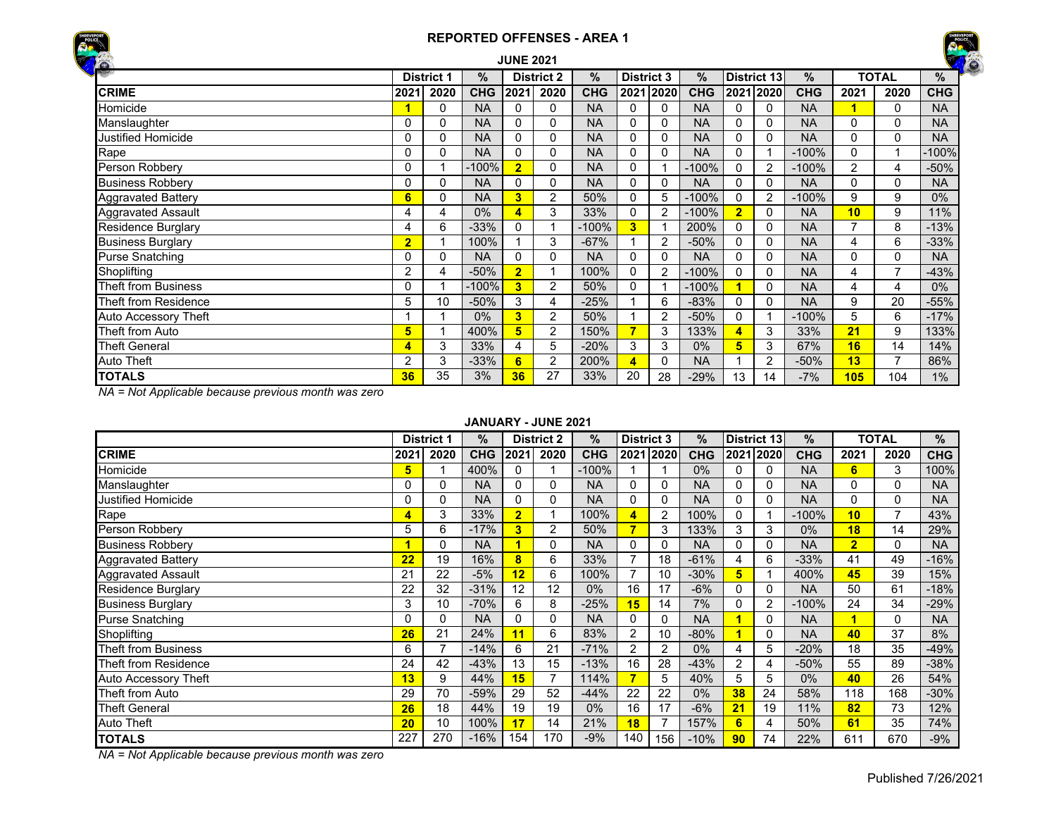# REPORTED OFFENSES - AREA 1

## JUNE 2021

| | District 1 | | % | District 2 | | % | District 3 | | % | District 13 | | % | TOTAL | | % |
|---|---|---|---|---|---|---|---|---|---|---|---|---|---|---|---|
| **CRIME** | **2021** | **2020** | **CHG** | **2021** | **2020** | **CHG** | **2021** | **2020** | **CHG** | **2021** | **2020** | **CHG** | **2021** | **2020** | **CHG** |
| Homicide | **1** | 0 | NA | 0 | 0 | NA | 0 | 0 | NA | 0 | 0 | NA | **1** | 0 | NA |
| Manslaughter | 0 | 0 | NA | 0 | 0 | NA | 0 | 0 | NA | 0 | 0 | NA | 0 | 0 | NA |
| Justified Homicide | 0 | 0 | NA | 0 | 0 | NA | 0 | 0 | NA | 0 | 0 | NA | 0 | 0 | NA |
| Rape | 0 | 0 | NA | 0 | 0 | NA | 0 | 0 | NA | 0 | 1 | -100% | 0 | 1 | -100% |
| Person Robbery | 0 | 1 | -100% | **2** | 0 | NA | 0 | 1 | -100% | 0 | 2 | -100% | 2 | 4 | -50% |
| Business Robbery | 0 | 0 | NA | 0 | 0 | NA | 0 | 0 | NA | 0 | 0 | NA | 0 | 0 | NA |
| Aggravated Battery | **6** | 0 | NA | **3** | 2 | 50% | 0 | 5 | -100% | 0 | 2 | -100% | 9 | 9 | 0% |
| Aggravated Assault | 4 | 4 | 0% | **4** | 3 | 33% | 0 | 2 | -100% | **2** | 0 | NA | **10** | 9 | 11% |
| Residence Burglary | 4 | 6 | -33% | 0 | 1 | -100% | **3** | 1 | 200% | 0 | 0 | NA | 7 | 8 | -13% |
| Business Burglary | **2** | 1 | 100% | 1 | 3 | -67% | 1 | 2 | -50% | 0 | 0 | NA | 4 | 6 | -33% |
| Purse Snatching | 0 | 0 | NA | 0 | 0 | NA | 0 | 0 | NA | 0 | 0 | NA | 0 | 0 | NA |
| Shoplifting | 2 | 4 | -50% | **2** | 1 | 100% | 0 | 2 | -100% | 0 | 0 | NA | 4 | 7 | -43% |
| Theft from Business | 0 | 1 | -100% | **3** | 2 | 50% | 0 | 1 | -100% | **1** | 0 | NA | 4 | 4 | 0% |
| Theft from Residence | 5 | 10 | -50% | 3 | 4 | -25% | 1 | 6 | -83% | 0 | 0 | NA | 9 | 20 | -55% |
| Auto Accessory Theft | 1 | 1 | 0% | **3** | 2 | 50% | 1 | 2 | -50% | 0 | 1 | -100% | 5 | 6 | -17% |
| Theft from Auto | **5** | 1 | 400% | **5** | 2 | 150% | **7** | 3 | 133% | **4** | 3 | 33% | **21** | 9 | 133% |
| Theft General | **4** | 3 | 33% | 4 | 5 | -20% | 3 | 3 | 0% | **5** | 3 | 67% | **16** | 14 | 14% |
| Auto Theft | 2 | 3 | -33% | **6** | 2 | 200% | **4** | 0 | NA | 1 | 2 | -50% | **13** | 7 | 86% |
| **TOTALS** | **36** | 35 | 3% | **36** | 27 | 33% | 20 | 28 | -29% | 13 | 14 | -7% | **105** | 104 | 1% |

*NA = Not Applicable because previous month was zero*

## JANUARY - JUNE 2021

| | District 1 | | % | District 2 | | % | District 3 | | % | District 13 | | % | TOTAL | | % |
|---|---|---|---|---|---|---|---|---|---|---|---|---|---|---|---|
| **CRIME** | **2021** | **2020** | **CHG** | **2021** | **2020** | **CHG** | **2021** | **2020** | **CHG** | **2021** | **2020** | **CHG** | **2021** | **2020** | **CHG** |
| Homicide | **5** | 1 | 400% | 0 | 1 | -100% | 1 | 1 | 0% | 0 | 0 | NA | **6** | 3 | 100% |
| Manslaughter | 0 | 0 | NA | 0 | 0 | NA | 0 | 0 | NA | 0 | 0 | NA | 0 | 0 | NA |
| Justified Homicide | 0 | 0 | NA | 0 | 0 | NA | 0 | 0 | NA | 0 | 0 | NA | 0 | 0 | NA |
| Rape | **4** | 3 | 33% | **2** | 1 | 100% | **4** | 2 | 100% | 0 | 1 | -100% | **10** | 7 | 43% |
| Person Robbery | 5 | 6 | -17% | **3** | 2 | 50% | **7** | 3 | 133% | 3 | 3 | 0% | **18** | 14 | 29% |
| Business Robbery | **1** | 0 | NA | **1** | 0 | NA | 0 | 0 | NA | 0 | 0 | NA | **2** | 0 | NA |
| Aggravated Battery | **22** | 19 | 16% | **8** | 6 | 33% | 7 | 18 | -61% | 4 | 6 | -33% | 41 | 49 | -16% |
| Aggravated Assault | 21 | 22 | -5% | **12** | 6 | 100% | 7 | 10 | -30% | **5** | 1 | 400% | **45** | 39 | 15% |
| Residence Burglary | 22 | 32 | -31% | 12 | 12 | 0% | 16 | 17 | -6% | 0 | 0 | NA | 50 | 61 | -18% |
| Business Burglary | 3 | 10 | -70% | 6 | 8 | -25% | **15** | 14 | 7% | 0 | 2 | -100% | 24 | 34 | -29% |
| Purse Snatching | 0 | 0 | NA | 0 | 0 | NA | 0 | 0 | NA | **1** | 0 | NA | **1** | 0 | NA |
| Shoplifting | **26** | 21 | 24% | **11** | 6 | 83% | 2 | 10 | -80% | **1** | 0 | NA | **40** | 37 | 8% |
| Theft from Business | 6 | 7 | -14% | 6 | 21 | -71% | 2 | 2 | 0% | 4 | 5 | -20% | 18 | 35 | -49% |
| Theft from Residence | 24 | 42 | -43% | 13 | 15 | -13% | 16 | 28 | -43% | 2 | 4 | -50% | 55 | 89 | -38% |
| Auto Accessory Theft | **13** | 9 | 44% | **15** | 7 | 114% | **7** | 5 | 40% | 5 | 5 | 0% | **40** | 26 | 54% |
| Theft from Auto | 29 | 70 | -59% | 29 | 52 | -44% | 22 | 22 | 0% | **38** | 24 | 58% | 118 | 168 | -30% |
| Theft General | **26** | 18 | 44% | 19 | 19 | 0% | 16 | 17 | -6% | **21** | 19 | 11% | **82** | 73 | 12% |
| Auto Theft | **20** | 10 | 100% | **17** | 14 | 21% | **18** | 7 | 157% | **6** | 4 | 50% | **61** | 35 | 74% |
| **TOTALS** | 227 | 270 | -16% | 154 | 170 | -9% | 140 | 156 | -10% | **90** | 74 | 22% | 611 | 670 | -9% |

*NA = Not Applicable because previous month was zero*

Published 7/26/2021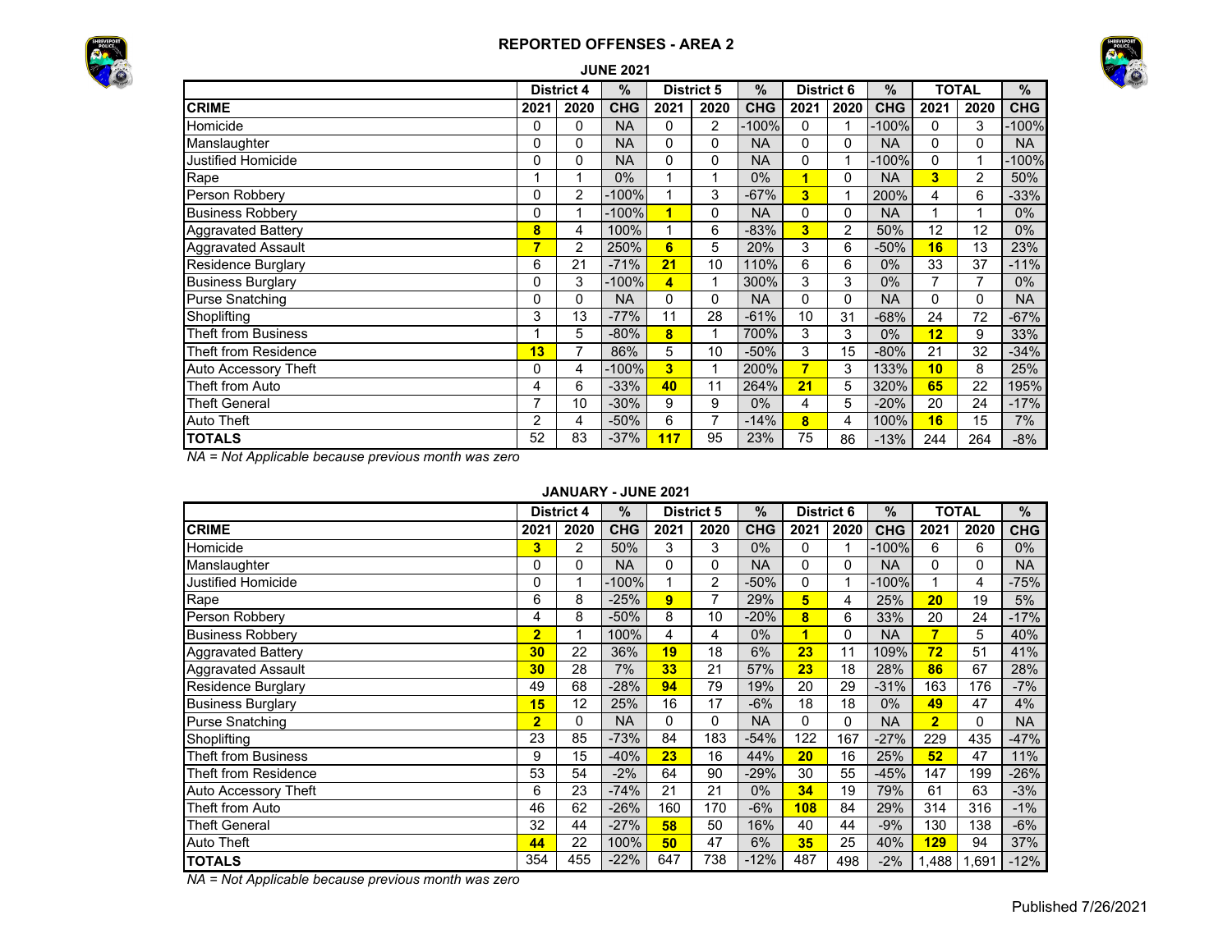## REPORTED OFFENSES - AREA 2

### JUNE 2021

| | District 4 | | % | District 5 | | % | District 6 | | % | TOTAL | | % |
|---|---|---|---|---|---|---|---|---|---|---|---|---|
| **CRIME** | **2021** | **2020** | **CHG** | **2021** | **2020** | **CHG** | **2021** | **2020** | **CHG** | **2021** | **2020** | **CHG** |
| Homicide | 0 | 0 | NA | 0 | 2 | -100% | 0 | 1 | -100% | 0 | 3 | -100% |
| Manslaughter | 0 | 0 | NA | 0 | 0 | NA | 0 | 0 | NA | 0 | 0 | NA |
| Justified Homicide | 0 | 0 | NA | 0 | 0 | NA | 0 | 1 | -100% | 0 | 1 | -100% |
| Rape | 1 | 1 | 0% | 1 | 1 | 0% | **1** | 0 | NA | **3** | 2 | 50% |
| Person Robbery | 0 | 2 | -100% | 1 | 3 | -67% | **3** | 1 | 200% | 4 | 6 | -33% |
| Business Robbery | 0 | 1 | -100% | **1** | 0 | NA | 0 | 0 | NA | 1 | 1 | 0% |
| Aggravated Battery | **8** | 4 | 100% | 1 | 6 | -83% | **3** | 2 | 50% | 12 | 12 | 0% |
| Aggravated Assault | **7** | 2 | 250% | **6** | 5 | 20% | 3 | 6 | -50% | **16** | 13 | 23% |
| Residence Burglary | 6 | 21 | -71% | **21** | 10 | 110% | 6 | 6 | 0% | 33 | 37 | -11% |
| Business Burglary | 0 | 3 | -100% | **4** | 1 | 300% | 3 | 3 | 0% | 7 | 7 | 0% |
| Purse Snatching | 0 | 0 | NA | 0 | 0 | NA | 0 | 0 | NA | 0 | 0 | NA |
| Shoplifting | 3 | 13 | -77% | 11 | 28 | -61% | 10 | 31 | -68% | 24 | 72 | -67% |
| Theft from Business | 1 | 5 | -80% | **8** | 1 | 700% | 3 | 3 | 0% | **12** | 9 | 33% |
| Theft from Residence | **13** | 7 | 86% | 5 | 10 | -50% | 3 | 15 | -80% | 21 | 32 | -34% |
| Auto Accessory Theft | 0 | 4 | -100% | **3** | 1 | 200% | **7** | 3 | 133% | **10** | 8 | 25% |
| Theft from Auto | 4 | 6 | -33% | **40** | 11 | 264% | **21** | 5 | 320% | **65** | 22 | 195% |
| Theft General | 7 | 10 | -30% | 9 | 9 | 0% | 4 | 5 | -20% | 20 | 24 | -17% |
| Auto Theft | 2 | 4 | -50% | 6 | 7 | -14% | **8** | 4 | 100% | **16** | 15 | 7% |
| **TOTALS** | 52 | 83 | -37% | **117** | 95 | 23% | 75 | 86 | -13% | 244 | 264 | -8% |

*NA = Not Applicable because previous month was zero*

### JANUARY - JUNE 2021

| | District 4 | | % | District 5 | | % | District 6 | | % | TOTAL | | % |
|---|---|---|---|---|---|---|---|---|---|---|---|---|
| **CRIME** | **2021** | **2020** | **CHG** | **2021** | **2020** | **CHG** | **2021** | **2020** | **CHG** | **2021** | **2020** | **CHG** |
| Homicide | **3** | 2 | 50% | 3 | 3 | 0% | 0 | 1 | -100% | 6 | 6 | 0% |
| Manslaughter | 0 | 0 | NA | 0 | 0 | NA | 0 | 0 | NA | 0 | 0 | NA |
| Justified Homicide | 0 | 1 | -100% | 1 | 2 | -50% | 0 | 1 | -100% | 1 | 4 | -75% |
| Rape | 6 | 8 | -25% | **9** | 7 | 29% | **5** | 4 | 25% | **20** | 19 | 5% |
| Person Robbery | 4 | 8 | -50% | 8 | 10 | -20% | **8** | 6 | 33% | 20 | 24 | -17% |
| Business Robbery | **2** | 1 | 100% | 4 | 4 | 0% | **1** | 0 | NA | **7** | 5 | 40% |
| Aggravated Battery | **30** | 22 | 36% | **19** | 18 | 6% | **23** | 11 | 109% | **72** | 51 | 41% |
| Aggravated Assault | **30** | 28 | 7% | **33** | 21 | 57% | **23** | 18 | 28% | **86** | 67 | 28% |
| Residence Burglary | 49 | 68 | -28% | **94** | 79 | 19% | 20 | 29 | -31% | 163 | 176 | -7% |
| Business Burglary | **15** | 12 | 25% | 16 | 17 | -6% | 18 | 18 | 0% | **49** | 47 | 4% |
| Purse Snatching | **2** | 0 | NA | 0 | 0 | NA | 0 | 0 | NA | **2** | 0 | NA |
| Shoplifting | 23 | 85 | -73% | 84 | 183 | -54% | 122 | 167 | -27% | 229 | 435 | -47% |
| Theft from Business | 9 | 15 | -40% | **23** | 16 | 44% | **20** | 16 | 25% | **52** | 47 | 11% |
| Theft from Residence | 53 | 54 | -2% | 64 | 90 | -29% | 30 | 55 | -45% | 147 | 199 | -26% |
| Auto Accessory Theft | 6 | 23 | -74% | 21 | 21 | 0% | **34** | 19 | 79% | 61 | 63 | -3% |
| Theft from Auto | 46 | 62 | -26% | 160 | 170 | -6% | **108** | 84 | 29% | 314 | 316 | -1% |
| Theft General | 32 | 44 | -27% | **58** | 50 | 16% | 40 | 44 | -9% | 130 | 138 | -6% |
| Auto Theft | **44** | 22 | 100% | **50** | 47 | 6% | **35** | 25 | 40% | **129** | 94 | 37% |
| **TOTALS** | 354 | 455 | -22% | 647 | 738 | -12% | 487 | 498 | -2% | 1,488 | 1,691 | -12% |

*NA = Not Applicable because previous month was zero*

Published 7/26/2021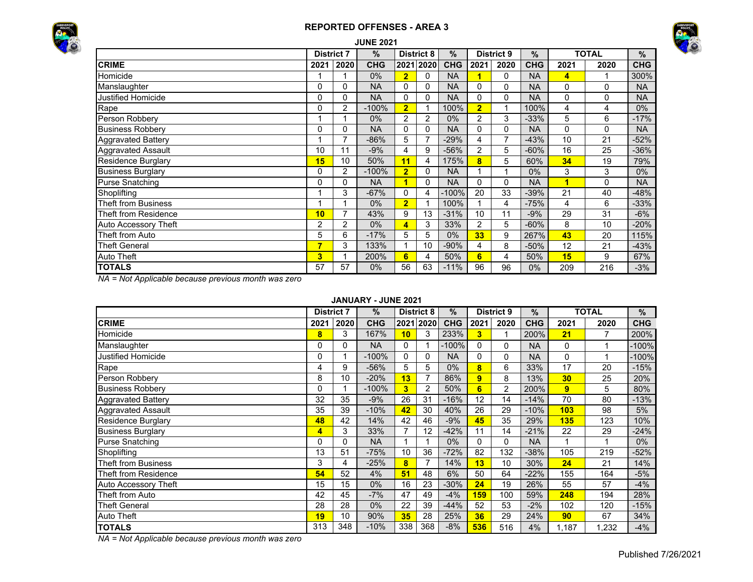# REPORTED OFFENSES - AREA 3

## JUNE 2021

| | District 7 | | % | District 8 | | % | District 9 | | % | TOTAL | | % |
|---|---|---|---|---|---|---|---|---|---|---|---|---|
| **CRIME** | **2021** | **2020** | **CHG** | **2021** | **2020** | **CHG** | **2021** | **2020** | **CHG** | **2021** | **2020** | **CHG** |
| Homicide | 1 | 1 | 0% | **2** | 0 | NA | **1** | 0 | NA | **4** | 1 | 300% |
| Manslaughter | 0 | 0 | NA | 0 | 0 | NA | 0 | 0 | NA | 0 | 0 | NA |
| Justified Homicide | 0 | 0 | NA | 0 | 0 | NA | 0 | 0 | NA | 0 | 0 | NA |
| Rape | 0 | 2 | -100% | **2** | 1 | 100% | **2** | 1 | 100% | 4 | 4 | 0% |
| Person Robbery | 1 | 1 | 0% | 2 | 2 | 0% | 2 | 3 | -33% | 5 | 6 | -17% |
| Business Robbery | 0 | 0 | NA | 0 | 0 | NA | 0 | 0 | NA | 0 | 0 | NA |
| Aggravated Battery | 1 | 7 | -86% | 5 | 7 | -29% | 4 | 7 | -43% | 10 | 21 | -52% |
| Aggravated Assault | 10 | 11 | -9% | 4 | 9 | -56% | 2 | 5 | -60% | 16 | 25 | -36% |
| Residence Burglary | **15** | 10 | 50% | **11** | 4 | 175% | **8** | 5 | 60% | **34** | 19 | 79% |
| Business Burglary | 0 | 2 | -100% | **2** | 0 | NA | 1 | 1 | 0% | 3 | 3 | 0% |
| Purse Snatching | 0 | 0 | NA | **1** | 0 | NA | 0 | 0 | NA | **1** | 0 | NA |
| Shoplifting | 1 | 3 | -67% | 0 | 4 | -100% | 20 | 33 | -39% | 21 | 40 | -48% |
| Theft from Business | 1 | 1 | 0% | **2** | 1 | 100% | 1 | 4 | -75% | 4 | 6 | -33% |
| Theft from Residence | **10** | 7 | 43% | 9 | 13 | -31% | 10 | 11 | -9% | 29 | 31 | -6% |
| Auto Accessory Theft | 2 | 2 | 0% | **4** | 3 | 33% | 2 | 5 | -60% | 8 | 10 | -20% |
| Theft from Auto | 5 | 6 | -17% | 5 | 5 | 0% | **33** | 9 | 267% | **43** | 20 | 115% |
| Theft General | **7** | 3 | 133% | 1 | 10 | -90% | 4 | 8 | -50% | 12 | 21 | -43% |
| Auto Theft | **3** | 1 | 200% | **6** | 4 | 50% | **6** | 4 | 50% | **15** | 9 | 67% |
| **TOTALS** | 57 | 57 | 0% | 56 | 63 | -11% | 96 | 96 | 0% | 209 | 216 | -3% |

*NA = Not Applicable because previous month was zero*

## JANUARY - JUNE 2021

| | District 7 | | % | District 8 | | % | District 9 | | % | TOTAL | | % |
|---|---|---|---|---|---|---|---|---|---|---|---|---|
| **CRIME** | **2021** | **2020** | **CHG** | **2021** | **2020** | **CHG** | **2021** | **2020** | **CHG** | **2021** | **2020** | **CHG** |
| Homicide | **8** | 3 | 167% | **10** | 3 | 233% | **3** | 1 | 200% | **21** | 7 | 200% |
| Manslaughter | 0 | 0 | NA | 0 | 1 | -100% | 0 | 0 | NA | 0 | 1 | -100% |
| Justified Homicide | 0 | 1 | -100% | 0 | 0 | NA | 0 | 0 | NA | 0 | 1 | -100% |
| Rape | 4 | 9 | -56% | 5 | 5 | 0% | **8** | 6 | 33% | 17 | 20 | -15% |
| Person Robbery | 8 | 10 | -20% | **13** | 7 | 86% | **9** | 8 | 13% | **30** | 25 | 20% |
| Business Robbery | 0 | 1 | -100% | **3** | 2 | 50% | **6** | 2 | 200% | **9** | 5 | 80% |
| Aggravated Battery | 32 | 35 | -9% | 26 | 31 | -16% | 12 | 14 | -14% | 70 | 80 | -13% |
| Aggravated Assault | 35 | 39 | -10% | **42** | 30 | 40% | 26 | 29 | -10% | **103** | 98 | 5% |
| Residence Burglary | **48** | 42 | 14% | 42 | 46 | -9% | **45** | 35 | 29% | **135** | 123 | 10% |
| Business Burglary | **4** | 3 | 33% | 7 | 12 | -42% | 11 | 14 | -21% | 22 | 29 | -24% |
| Purse Snatching | 0 | 0 | NA | 1 | 1 | 0% | 0 | 0 | NA | 1 | 1 | 0% |
| Shoplifting | 13 | 51 | -75% | 10 | 36 | -72% | 82 | 132 | -38% | 105 | 219 | -52% |
| Theft from Business | 3 | 4 | -25% | **8** | 7 | 14% | **13** | 10 | 30% | **24** | 21 | 14% |
| Theft from Residence | **54** | 52 | 4% | **51** | 48 | 6% | 50 | 64 | -22% | 155 | 164 | -5% |
| Auto Accessory Theft | 15 | 15 | 0% | 16 | 23 | -30% | **24** | 19 | 26% | 55 | 57 | -4% |
| Theft from Auto | 42 | 45 | -7% | 47 | 49 | -4% | **159** | 100 | 59% | **248** | 194 | 28% |
| Theft General | 28 | 28 | 0% | 22 | 39 | -44% | 52 | 53 | -2% | 102 | 120 | -15% |
| Auto Theft | **19** | 10 | 90% | **35** | 28 | 25% | **36** | 29 | 24% | **90** | 67 | 34% |
| **TOTALS** | 313 | 348 | -10% | 338 | 368 | -8% | **536** | 516 | 4% | 1,187 | 1,232 | -4% |

*NA = Not Applicable because previous month was zero*

Published 7/26/2021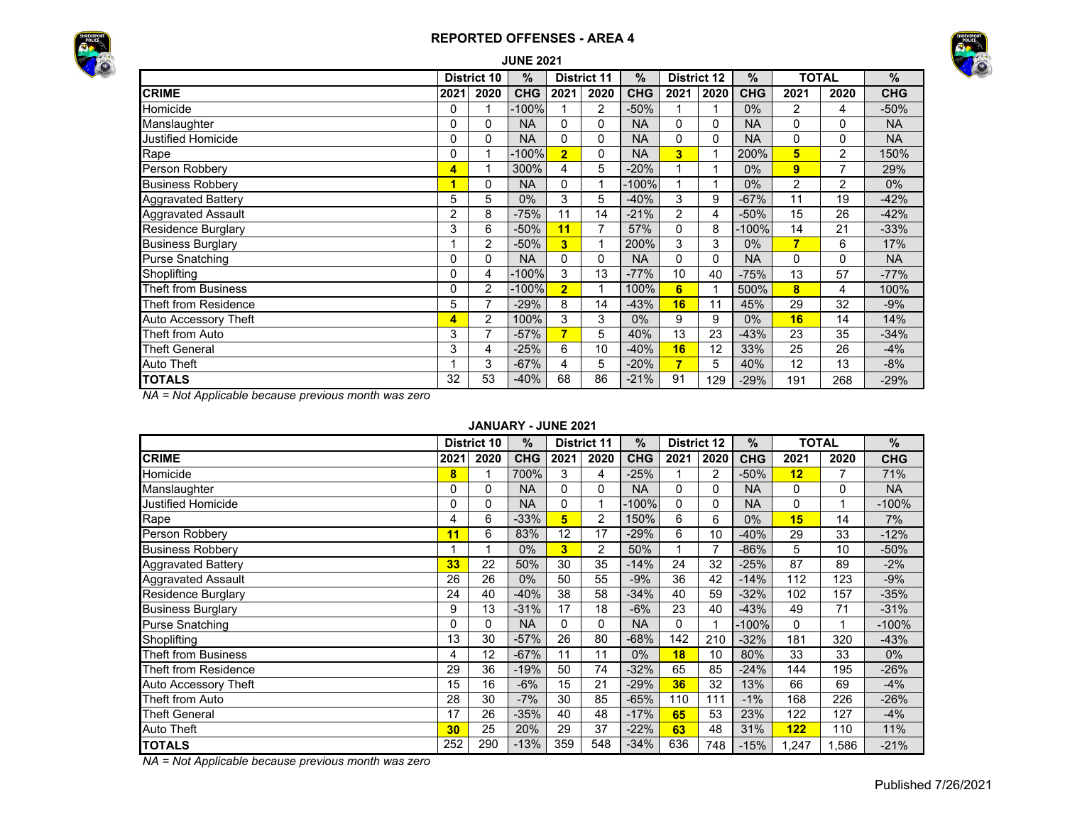# REPORTED OFFENSES - AREA 4

## JUNE 2021

| | District 10 | | % | District 11 | | % | District 12 | | % | TOTAL | | % |
|---|---|---|---|---|---|---|---|---|---|---|---|---|
| **CRIME** | **2021** | **2020** | **CHG** | **2021** | **2020** | **CHG** | **2021** | **2020** | **CHG** | **2021** | **2020** | **CHG** |
| Homicide | 0 | 1 | -100% | 1 | 2 | -50% | 1 | 1 | 0% | 2 | 4 | -50% |
| Manslaughter | 0 | 0 | NA | 0 | 0 | NA | 0 | 0 | NA | 0 | 0 | NA |
| Justified Homicide | 0 | 0 | NA | 0 | 0 | NA | 0 | 0 | NA | 0 | 0 | NA |
| Rape | 0 | 1 | -100% | **2** | 0 | NA | **3** | 1 | 200% | **5** | 2 | 150% |
| Person Robbery | **4** | 1 | 300% | 4 | 5 | -20% | 1 | 1 | 0% | **9** | 7 | 29% |
| Business Robbery | **1** | 0 | NA | 0 | 1 | -100% | 1 | 1 | 0% | 2 | 2 | 0% |
| Aggravated Battery | 5 | 5 | 0% | 3 | 5 | -40% | 3 | 9 | -67% | 11 | 19 | -42% |
| Aggravated Assault | 2 | 8 | -75% | 11 | 14 | -21% | 2 | 4 | -50% | 15 | 26 | -42% |
| Residence Burglary | 3 | 6 | -50% | **11** | 7 | 57% | 0 | 8 | -100% | 14 | 21 | -33% |
| Business Burglary | 1 | 2 | -50% | **3** | 1 | 200% | 3 | 3 | 0% | **7** | 6 | 17% |
| Purse Snatching | 0 | 0 | NA | 0 | 0 | NA | 0 | 0 | NA | 0 | 0 | NA |
| Shoplifting | 0 | 4 | -100% | 3 | 13 | -77% | 10 | 40 | -75% | 13 | 57 | -77% |
| Theft from Business | 0 | 2 | -100% | **2** | 1 | 100% | **6** | 1 | 500% | **8** | 4 | 100% |
| Theft from Residence | 5 | 7 | -29% | 8 | 14 | -43% | **16** | 11 | 45% | 29 | 32 | -9% |
| Auto Accessory Theft | **4** | 2 | 100% | 3 | 3 | 0% | 9 | 9 | 0% | **16** | 14 | 14% |
| Theft from Auto | 3 | 7 | -57% | **7** | 5 | 40% | 13 | 23 | -43% | 23 | 35 | -34% |
| Theft General | 3 | 4 | -25% | 6 | 10 | -40% | **16** | 12 | 33% | 25 | 26 | -4% |
| Auto Theft | 1 | 3 | -67% | 4 | 5 | -20% | **7** | 5 | 40% | 12 | 13 | -8% |
| **TOTALS** | 32 | 53 | -40% | 68 | 86 | -21% | 91 | 129 | -29% | 191 | 268 | -29% |

*NA = Not Applicable because previous month was zero*

## JANUARY - JUNE 2021

| | District 10 | | % | District 11 | | % | District 12 | | % | TOTAL | | % |
|---|---|---|---|---|---|---|---|---|---|---|---|---|
| **CRIME** | **2021** | **2020** | **CHG** | **2021** | **2020** | **CHG** | **2021** | **2020** | **CHG** | **2021** | **2020** | **CHG** |
| Homicide | **8** | 1 | 700% | 3 | 4 | -25% | 1 | 2 | -50% | **12** | 7 | 71% |
| Manslaughter | 0 | 0 | NA | 0 | 0 | NA | 0 | 0 | NA | 0 | 0 | NA |
| Justified Homicide | 0 | 0 | NA | 0 | 1 | -100% | 0 | 0 | NA | 0 | 1 | -100% |
| Rape | 4 | 6 | -33% | **5** | 2 | 150% | 6 | 6 | 0% | **15** | 14 | 7% |
| Person Robbery | **11** | 6 | 83% | 12 | 17 | -29% | 6 | 10 | -40% | 29 | 33 | -12% |
| Business Robbery | 1 | 1 | 0% | **3** | 2 | 50% | 1 | 7 | -86% | 5 | 10 | -50% |
| Aggravated Battery | **33** | 22 | 50% | 30 | 35 | -14% | 24 | 32 | -25% | 87 | 89 | -2% |
| Aggravated Assault | 26 | 26 | 0% | 50 | 55 | -9% | 36 | 42 | -14% | 112 | 123 | -9% |
| Residence Burglary | 24 | 40 | -40% | 38 | 58 | -34% | 40 | 59 | -32% | 102 | 157 | -35% |
| Business Burglary | 9 | 13 | -31% | 17 | 18 | -6% | 23 | 40 | -43% | 49 | 71 | -31% |
| Purse Snatching | 0 | 0 | NA | 0 | 0 | NA | 0 | 1 | -100% | 0 | 1 | -100% |
| Shoplifting | 13 | 30 | -57% | 26 | 80 | -68% | 142 | 210 | -32% | 181 | 320 | -43% |
| Theft from Business | 4 | 12 | -67% | 11 | 11 | 0% | **18** | 10 | 80% | 33 | 33 | 0% |
| Theft from Residence | 29 | 36 | -19% | 50 | 74 | -32% | 65 | 85 | -24% | 144 | 195 | -26% |
| Auto Accessory Theft | 15 | 16 | -6% | 15 | 21 | -29% | **36** | 32 | 13% | 66 | 69 | -4% |
| Theft from Auto | 28 | 30 | -7% | 30 | 85 | -65% | 110 | 111 | -1% | 168 | 226 | -26% |
| Theft General | 17 | 26 | -35% | 40 | 48 | -17% | **65** | 53 | 23% | 122 | 127 | -4% |
| Auto Theft | **30** | 25 | 20% | 29 | 37 | -22% | **63** | 48 | 31% | **122** | 110 | 11% |
| **TOTALS** | 252 | 290 | -13% | 359 | 548 | -34% | 636 | 748 | -15% | 1,247 | 1,586 | -21% |

*NA = Not Applicable because previous month was zero*

Published 7/26/2021